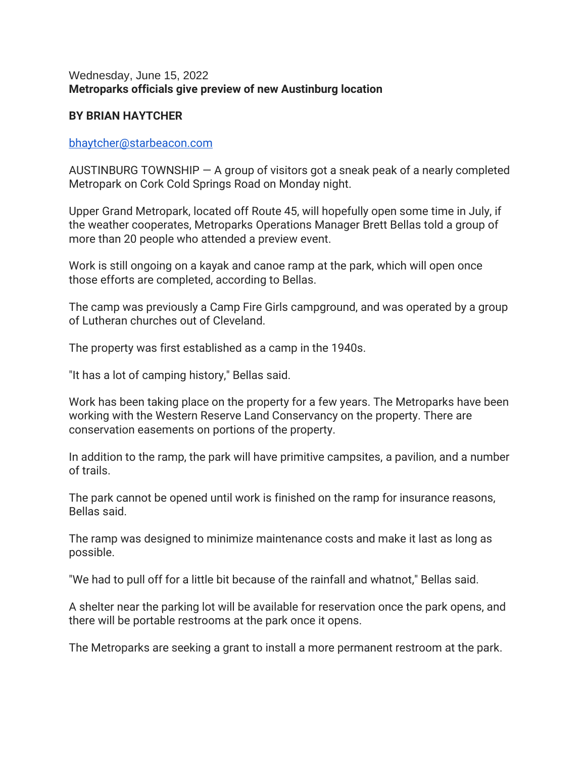Wednesday, June 15, 2022

**Metroparks officials give preview of new Austinburg location**

**BY BRIAN HAYTCHER**

bhaytcher@starbeacon.com

AUSTINBURG TOWNSHIP — A group of visitors got a sneak peak of a nearly completed Metropark on Cork Cold Springs Road on Monday night.

Upper Grand Metropark, located off Route 45, will hopefully open some time in July, if the weather cooperates, Metroparks Operations Manager Brett Bellas told a group of more than 20 people who attended a preview event.

Work is still ongoing on a kayak and canoe ramp at the park, which will open once those efforts are completed, according to Bellas.

The camp was previously a Camp Fire Girls campground, and was operated by a group of Lutheran churches out of Cleveland.

The property was first established as a camp in the 1940s.

"It has a lot of camping history," Bellas said.

Work has been taking place on the property for a few years. The Metroparks have been working with the Western Reserve Land Conservancy on the property. There are conservation easements on portions of the property.

In addition to the ramp, the park will have primitive campsites, a pavilion, and a number of trails.

The park cannot be opened until work is finished on the ramp for insurance reasons, Bellas said.

The ramp was designed to minimize maintenance costs and make it last as long as possible.

"We had to pull off for a little bit because of the rainfall and whatnot," Bellas said.

A shelter near the parking lot will be available for reservation once the park opens, and there will be portable restrooms at the park once it opens.

The Metroparks are seeking a grant to install a more permanent restroom at the park.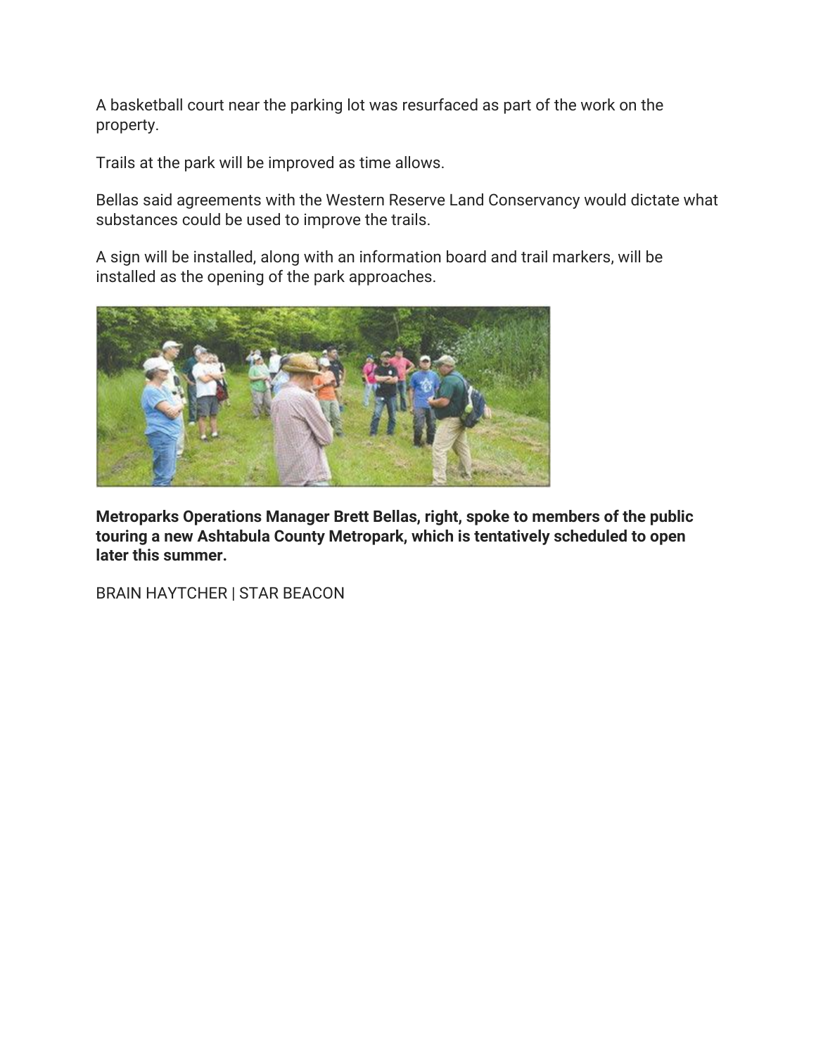A basketball court near the parking lot was resurfaced as part of the work on the property.

Trails at the park will be improved as time allows.

Bellas said agreements with the Western Reserve Land Conservancy would dictate what substances could be used to improve the trails.

A sign will be installed, along with an information board and trail markers, will be installed as the opening of the park approaches.

**Metroparks Operations Manager Brett Bellas, right, spoke to members of the public touring a new Ashtabula County Metropark, which is tentatively scheduled to open later this summer.**

BRAIN HAYTCHER | STAR BEACON